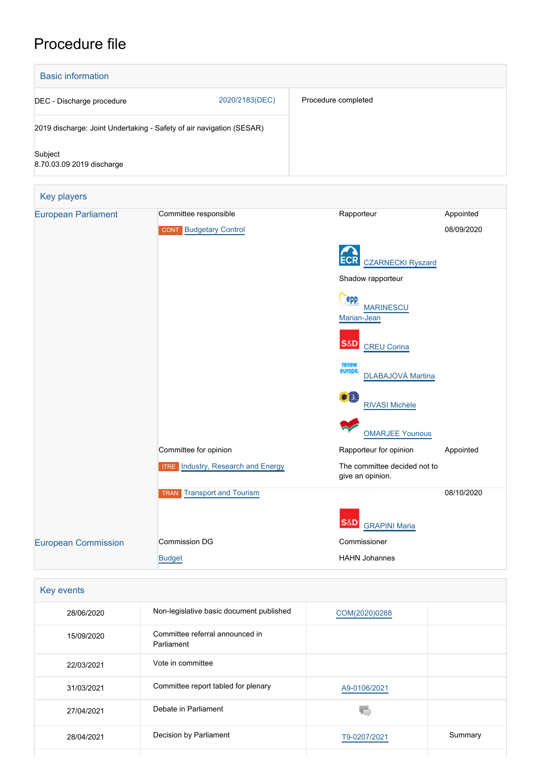# Procedure file

## Basic information

| | |
|---|---|
| DEC - Discharge procedure 2020/2183(DEC) | Procedure completed |
| 2019 discharge: Joint Undertaking - Safety of air navigation (SESAR) | |
| Subject<br>8.70.03.09 2019 discharge | |

## Key players

| | | | |
|---|---|---|---|
| European Parliament | Committee responsible | Rapporteur | Appointed |
| | CONT Budgetary Control | | 08/09/2020 |
| | | ECR CZARNECKI Ryszard | |
| | | Shadow rapporteur | |
| | | EPP MARINESCU Marian-Jean | |
| | | S&D CREU Corina | |
| | | Renew Europe DLABAJOVÁ Martina | |
| | | Greens/EFA RIVASI Michèle | |
| | | GUE/NGL OMARJEE Younous | |
| | Committee for opinion | Rapporteur for opinion | Appointed |
| | ITRE Industry, Research and Energy | The committee decided not to give an opinion. | |
| | TRAN Transport and Tourism | | 08/10/2020 |
| | | S&D GRAPINI Maria | |
| European Commission | Commission DG | Commissioner | |
| | Budget | HAHN Johannes | |

## Key events

| | | | |
|---|---|---|---|
| 28/06/2020 | Non-legislative basic document published | COM(2020)0288 | |
| 15/09/2020 | Committee referral announced in Parliament | | |
| 22/03/2021 | Vote in committee | | |
| 31/03/2021 | Committee report tabled for plenary | A9-0106/2021 | |
| 27/04/2021 | Debate in Parliament | | |
| 28/04/2021 | Decision by Parliament | T9-0207/2021 | Summary |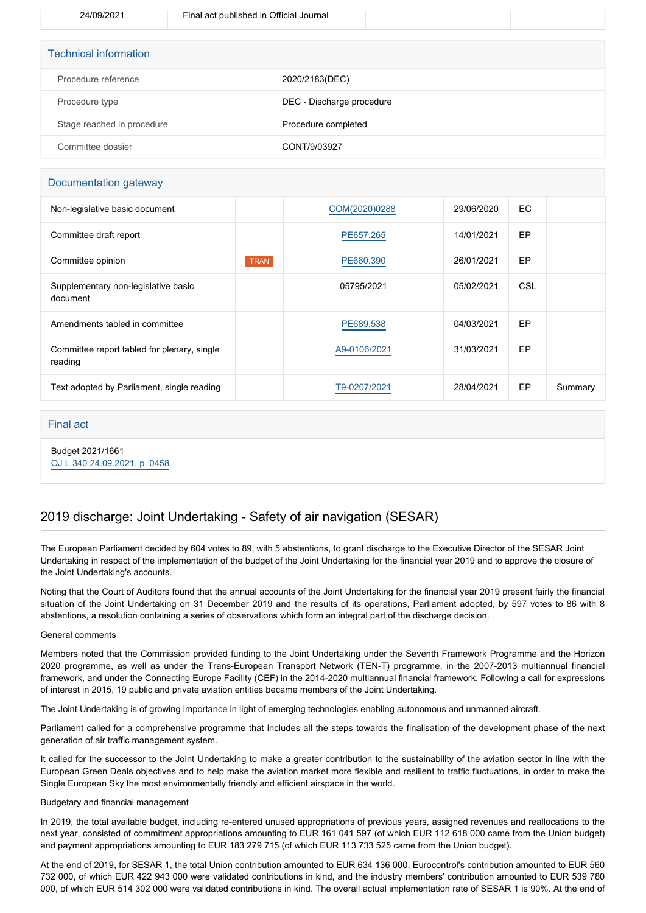| 24/09/2021 | Final act published in Official Journal | | |
|---|---|---|---|

## Technical information

| | |
|---|---|
| Procedure reference | 2020/2183(DEC) |
| Procedure type | DEC - Discharge procedure |
| Stage reached in procedure | Procedure completed |
| Committee dossier | CONT/9/03927 |

## Documentation gateway

| | | | | | |
|---|---|---|---|---|---|
| Non-legislative basic document | | COM(2020)0288 | 29/06/2020 | EC | |
| Committee draft report | | PE657.265 | 14/01/2021 | EP | |
| Committee opinion | TRAN | PE660.390 | 26/01/2021 | EP | |
| Supplementary non-legislative basic document | | 05795/2021 | 05/02/2021 | CSL | |
| Amendments tabled in committee | | PE689.538 | 04/03/2021 | EP | |
| Committee report tabled for plenary, single reading | | A9-0106/2021 | 31/03/2021 | EP | |
| Text adopted by Parliament, single reading | | T9-0207/2021 | 28/04/2021 | EP | Summary |

## Final act

Budget 2021/1661
OJ L 340 24.09.2021, p. 0458

# 2019 discharge: Joint Undertaking - Safety of air navigation (SESAR)

The European Parliament decided by 604 votes to 89, with 5 abstentions, to grant discharge to the Executive Director of the SESAR Joint Undertaking in respect of the implementation of the budget of the Joint Undertaking for the financial year 2019 and to approve the closure of the Joint Undertaking's accounts.

Noting that the Court of Auditors found that the annual accounts of the Joint Undertaking for the financial year 2019 present fairly the financial situation of the Joint Undertaking on 31 December 2019 and the results of its operations, Parliament adopted, by 597 votes to 86 with 8 abstentions, a resolution containing a series of observations which form an integral part of the discharge decision.

General comments

Members noted that the Commission provided funding to the Joint Undertaking under the Seventh Framework Programme and the Horizon 2020 programme, as well as under the Trans-European Transport Network (TEN-T) programme, in the 2007-2013 multiannual financial framework, and under the Connecting Europe Facility (CEF) in the 2014-2020 multiannual financial framework. Following a call for expressions of interest in 2015, 19 public and private aviation entities became members of the Joint Undertaking.

The Joint Undertaking is of growing importance in light of emerging technologies enabling autonomous and unmanned aircraft.

Parliament called for a comprehensive programme that includes all the steps towards the finalisation of the development phase of the next generation of air traffic management system.

It called for the successor to the Joint Undertaking to make a greater contribution to the sustainability of the aviation sector in line with the European Green Deals objectives and to help make the aviation market more flexible and resilient to traffic fluctuations, in order to make the Single European Sky the most environmentally friendly and efficient airspace in the world.

Budgetary and financial management

In 2019, the total available budget, including re-entered unused appropriations of previous years, assigned revenues and reallocations to the next year, consisted of commitment appropriations amounting to EUR 161 041 597 (of which EUR 112 618 000 came from the Union budget) and payment appropriations amounting to EUR 183 279 715 (of which EUR 113 733 525 came from the Union budget).

At the end of 2019, for SESAR 1, the total Union contribution amounted to EUR 634 136 000, Eurocontrol's contribution amounted to EUR 560 732 000, of which EUR 422 943 000 were validated contributions in kind, and the industry members' contribution amounted to EUR 539 780 000, of which EUR 514 302 000 were validated contributions in kind. The overall actual implementation rate of SESAR 1 is 90%. At the end of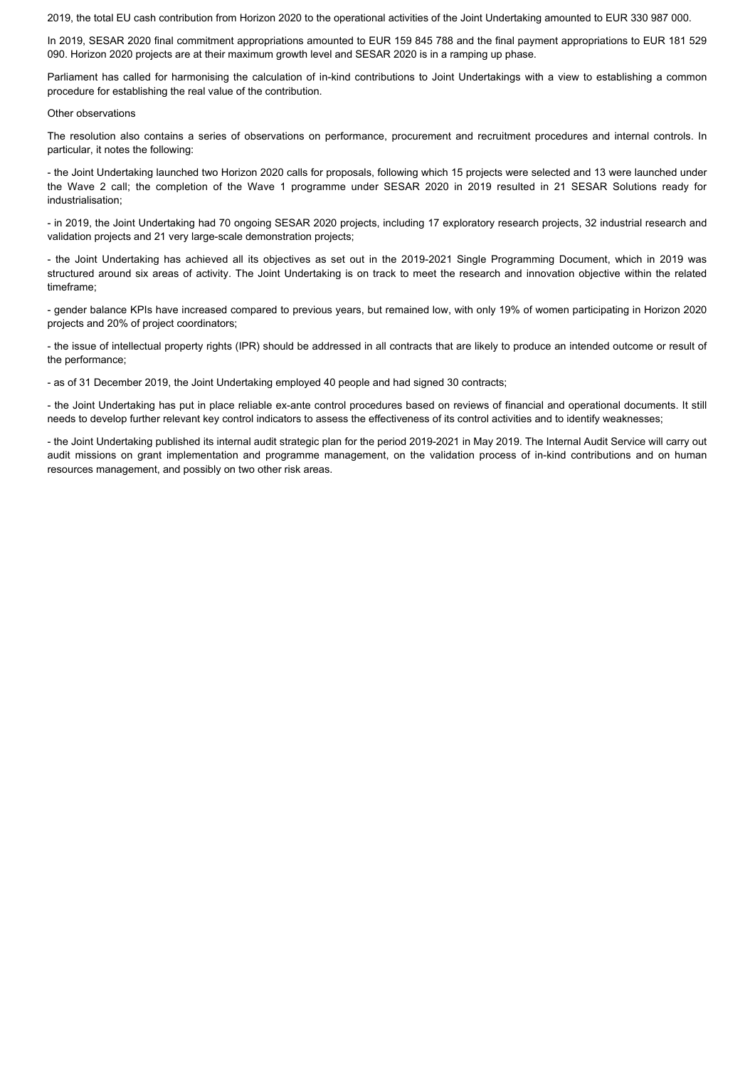2019, the total EU cash contribution from Horizon 2020 to the operational activities of the Joint Undertaking amounted to EUR 330 987 000.

In 2019, SESAR 2020 final commitment appropriations amounted to EUR 159 845 788 and the final payment appropriations to EUR 181 529 090. Horizon 2020 projects are at their maximum growth level and SESAR 2020 is in a ramping up phase.

Parliament has called for harmonising the calculation of in-kind contributions to Joint Undertakings with a view to establishing a common procedure for establishing the real value of the contribution.

Other observations

The resolution also contains a series of observations on performance, procurement and recruitment procedures and internal controls. In particular, it notes the following:

- the Joint Undertaking launched two Horizon 2020 calls for proposals, following which 15 projects were selected and 13 were launched under the Wave 2 call; the completion of the Wave 1 programme under SESAR 2020 in 2019 resulted in 21 SESAR Solutions ready for industrialisation;
- in 2019, the Joint Undertaking had 70 ongoing SESAR 2020 projects, including 17 exploratory research projects, 32 industrial research and validation projects and 21 very large-scale demonstration projects;
- the Joint Undertaking has achieved all its objectives as set out in the 2019-2021 Single Programming Document, which in 2019 was structured around six areas of activity. The Joint Undertaking is on track to meet the research and innovation objective within the related timeframe;
- gender balance KPIs have increased compared to previous years, but remained low, with only 19% of women participating in Horizon 2020 projects and 20% of project coordinators;
- the issue of intellectual property rights (IPR) should be addressed in all contracts that are likely to produce an intended outcome or result of the performance;
- as of 31 December 2019, the Joint Undertaking employed 40 people and had signed 30 contracts;
- the Joint Undertaking has put in place reliable ex-ante control procedures based on reviews of financial and operational documents. It still needs to develop further relevant key control indicators to assess the effectiveness of its control activities and to identify weaknesses;
- the Joint Undertaking published its internal audit strategic plan for the period 2019-2021 in May 2019. The Internal Audit Service will carry out audit missions on grant implementation and programme management, on the validation process of in-kind contributions and on human resources management, and possibly on two other risk areas.